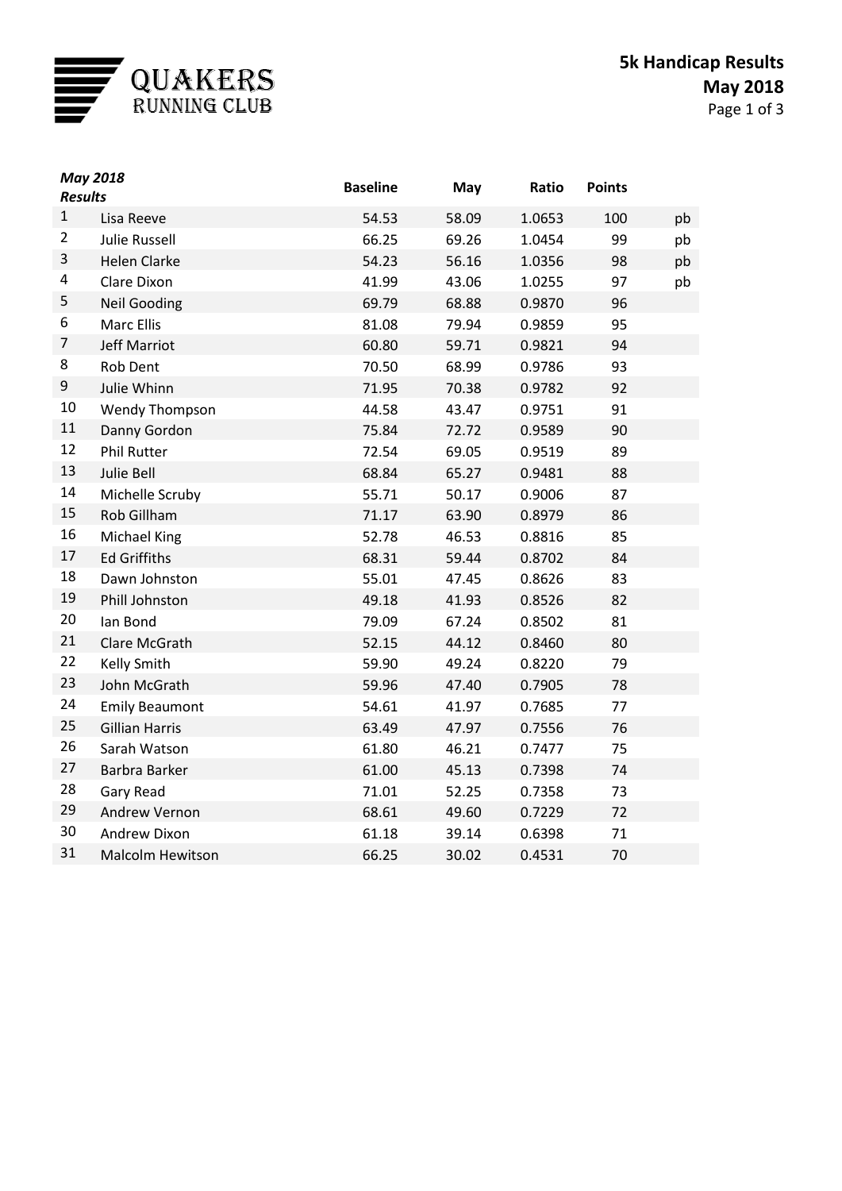# QUAKERS RUNNING CLUB

## 5k Handicap Results
## May 2018

| *May 2018 Results* | | Baseline | May | Ratio | Points | |
|---|---|---|---|---|---|---|
| 1 | Lisa Reeve | 54.53 | 58.09 | 1.0653 | 100 | pb |
| 2 | Julie Russell | 66.25 | 69.26 | 1.0454 | 99 | pb |
| 3 | Helen Clarke | 54.23 | 56.16 | 1.0356 | 98 | pb |
| 4 | Clare Dixon | 41.99 | 43.06 | 1.0255 | 97 | pb |
| 5 | Neil Gooding | 69.79 | 68.88 | 0.9870 | 96 | |
| 6 | Marc Ellis | 81.08 | 79.94 | 0.9859 | 95 | |
| 7 | Jeff Marriot | 60.80 | 59.71 | 0.9821 | 94 | |
| 8 | Rob Dent | 70.50 | 68.99 | 0.9786 | 93 | |
| 9 | Julie Whinn | 71.95 | 70.38 | 0.9782 | 92 | |
| 10 | Wendy Thompson | 44.58 | 43.47 | 0.9751 | 91 | |
| 11 | Danny Gordon | 75.84 | 72.72 | 0.9589 | 90 | |
| 12 | Phil Rutter | 72.54 | 69.05 | 0.9519 | 89 | |
| 13 | Julie Bell | 68.84 | 65.27 | 0.9481 | 88 | |
| 14 | Michelle Scruby | 55.71 | 50.17 | 0.9006 | 87 | |
| 15 | Rob Gillham | 71.17 | 63.90 | 0.8979 | 86 | |
| 16 | Michael King | 52.78 | 46.53 | 0.8816 | 85 | |
| 17 | Ed Griffiths | 68.31 | 59.44 | 0.8702 | 84 | |
| 18 | Dawn Johnston | 55.01 | 47.45 | 0.8626 | 83 | |
| 19 | Phill Johnston | 49.18 | 41.93 | 0.8526 | 82 | |
| 20 | Ian Bond | 79.09 | 67.24 | 0.8502 | 81 | |
| 21 | Clare McGrath | 52.15 | 44.12 | 0.8460 | 80 | |
| 22 | Kelly Smith | 59.90 | 49.24 | 0.8220 | 79 | |
| 23 | John McGrath | 59.96 | 47.40 | 0.7905 | 78 | |
| 24 | Emily Beaumont | 54.61 | 41.97 | 0.7685 | 77 | |
| 25 | Gillian Harris | 63.49 | 47.97 | 0.7556 | 76 | |
| 26 | Sarah Watson | 61.80 | 46.21 | 0.7477 | 75 | |
| 27 | Barbra Barker | 61.00 | 45.13 | 0.7398 | 74 | |
| 28 | Gary Read | 71.01 | 52.25 | 0.7358 | 73 | |
| 29 | Andrew Vernon | 68.61 | 49.60 | 0.7229 | 72 | |
| 30 | Andrew Dixon | 61.18 | 39.14 | 0.6398 | 71 | |
| 31 | Malcolm Hewitson | 66.25 | 30.02 | 0.4531 | 70 | |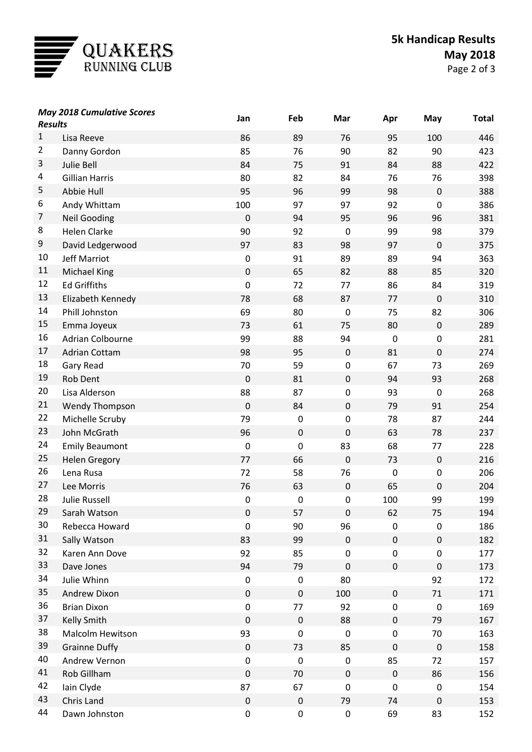QUAKERS RUNNING CLUB

**5k Handicap Results**
**May 2018**

| *May 2018 Cumulative Scores Results* | | Jan | Feb | Mar | Apr | May | Total |
|---|---|---|---|---|---|---|---|
| 1 | Lisa Reeve | 86 | 89 | 76 | 95 | 100 | 446 |
| 2 | Danny Gordon | 85 | 76 | 90 | 82 | 90 | 423 |
| 3 | Julie Bell | 84 | 75 | 91 | 84 | 88 | 422 |
| 4 | Gillian Harris | 80 | 82 | 84 | 76 | 76 | 398 |
| 5 | Abbie Hull | 95 | 96 | 99 | 98 | 0 | 388 |
| 6 | Andy Whittam | 100 | 97 | 97 | 92 | 0 | 386 |
| 7 | Neil Gooding | 0 | 94 | 95 | 96 | 96 | 381 |
| 8 | Helen Clarke | 90 | 92 | 0 | 99 | 98 | 379 |
| 9 | David Ledgerwood | 97 | 83 | 98 | 97 | 0 | 375 |
| 10 | Jeff Marriot | 0 | 91 | 89 | 89 | 94 | 363 |
| 11 | Michael King | 0 | 65 | 82 | 88 | 85 | 320 |
| 12 | Ed Griffiths | 0 | 72 | 77 | 86 | 84 | 319 |
| 13 | Elizabeth Kennedy | 78 | 68 | 87 | 77 | 0 | 310 |
| 14 | Phill Johnston | 69 | 80 | 0 | 75 | 82 | 306 |
| 15 | Emma Joyeux | 73 | 61 | 75 | 80 | 0 | 289 |
| 16 | Adrian Colbourne | 99 | 88 | 94 | 0 | 0 | 281 |
| 17 | Adrian Cottam | 98 | 95 | 0 | 81 | 0 | 274 |
| 18 | Gary Read | 70 | 59 | 0 | 67 | 73 | 269 |
| 19 | Rob Dent | 0 | 81 | 0 | 94 | 93 | 268 |
| 20 | Lisa Alderson | 88 | 87 | 0 | 93 | 0 | 268 |
| 21 | Wendy Thompson | 0 | 84 | 0 | 79 | 91 | 254 |
| 22 | Michelle Scruby | 79 | 0 | 0 | 78 | 87 | 244 |
| 23 | John McGrath | 96 | 0 | 0 | 63 | 78 | 237 |
| 24 | Emily Beaumont | 0 | 0 | 83 | 68 | 77 | 228 |
| 25 | Helen Gregory | 77 | 66 | 0 | 73 | 0 | 216 |
| 26 | Lena Rusa | 72 | 58 | 76 | 0 | 0 | 206 |
| 27 | Lee Morris | 76 | 63 | 0 | 65 | 0 | 204 |
| 28 | Julie Russell | 0 | 0 | 0 | 100 | 99 | 199 |
| 29 | Sarah Watson | 0 | 57 | 0 | 62 | 75 | 194 |
| 30 | Rebecca Howard | 0 | 90 | 96 | 0 | 0 | 186 |
| 31 | Sally Watson | 83 | 99 | 0 | 0 | 0 | 182 |
| 32 | Karen Ann Dove | 92 | 85 | 0 | 0 | 0 | 177 |
| 33 | Dave Jones | 94 | 79 | 0 | 0 | 0 | 173 |
| 34 | Julie Whinn | 0 | 0 | 80 | | 92 | 172 |
| 35 | Andrew Dixon | 0 | 0 | 100 | 0 | 71 | 171 |
| 36 | Brian Dixon | 0 | 77 | 92 | 0 | 0 | 169 |
| 37 | Kelly Smith | 0 | 0 | 88 | 0 | 79 | 167 |
| 38 | Malcolm Hewitson | 93 | 0 | 0 | 0 | 70 | 163 |
| 39 | Grainne Duffy | 0 | 73 | 85 | 0 | 0 | 158 |
| 40 | Andrew Vernon | 0 | 0 | 0 | 85 | 72 | 157 |
| 41 | Rob Gillham | 0 | 70 | 0 | 0 | 86 | 156 |
| 42 | Iain Clyde | 87 | 67 | 0 | 0 | 0 | 154 |
| 43 | Chris Land | 0 | 0 | 79 | 74 | 0 | 153 |
| 44 | Dawn Johnston | 0 | 0 | 0 | 69 | 83 | 152 |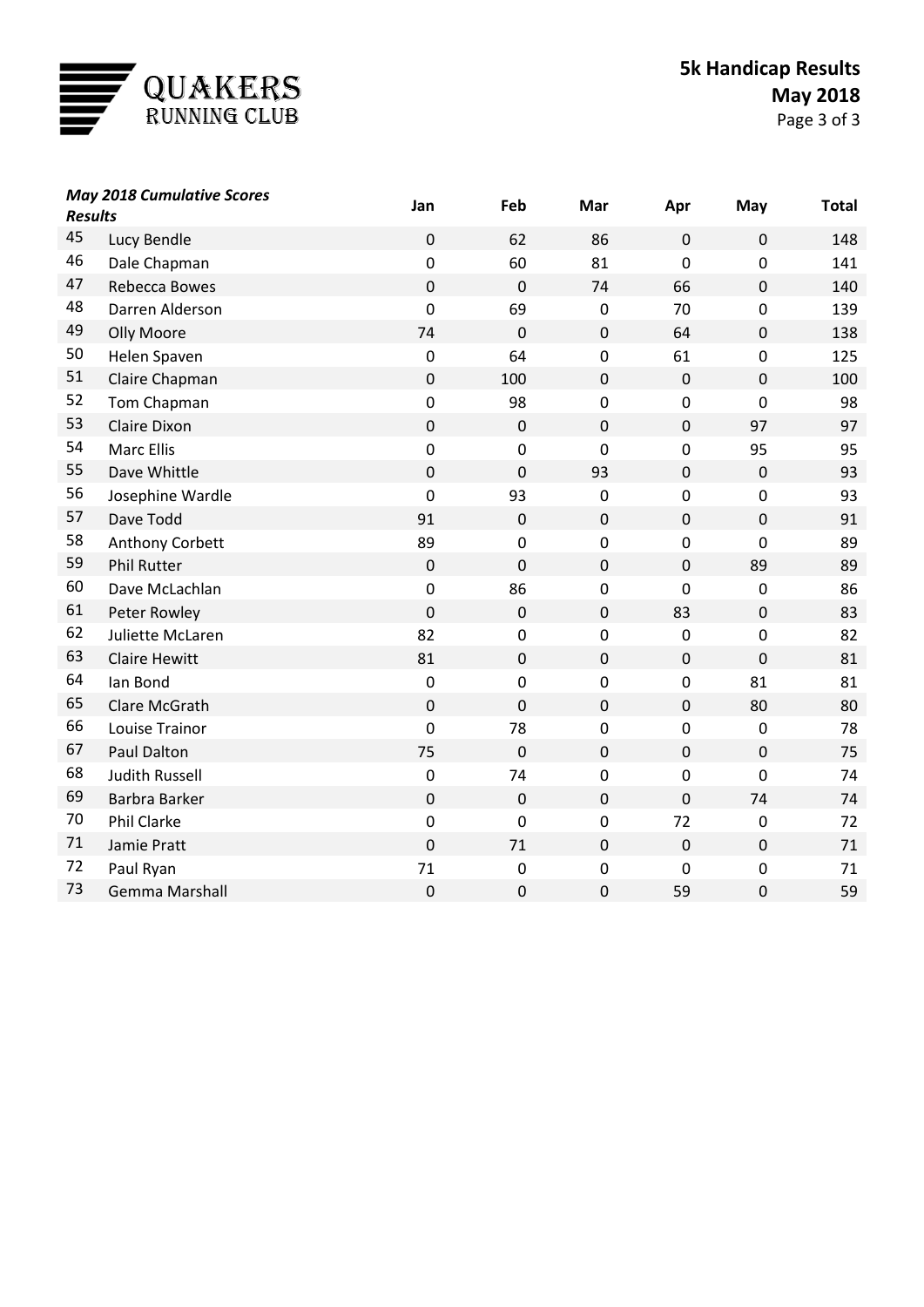| *May 2018 Cumulative Scores Results* | | Jan | Feb | Mar | Apr | May | Total |
|---|---|---|---|---|---|---|---|
| 45 | Lucy Bendle | 0 | 62 | 86 | 0 | 0 | 148 |
| 46 | Dale Chapman | 0 | 60 | 81 | 0 | 0 | 141 |
| 47 | Rebecca Bowes | 0 | 0 | 74 | 66 | 0 | 140 |
| 48 | Darren Alderson | 0 | 69 | 0 | 70 | 0 | 139 |
| 49 | Olly Moore | 74 | 0 | 0 | 64 | 0 | 138 |
| 50 | Helen Spaven | 0 | 64 | 0 | 61 | 0 | 125 |
| 51 | Claire Chapman | 0 | 100 | 0 | 0 | 0 | 100 |
| 52 | Tom Chapman | 0 | 98 | 0 | 0 | 0 | 98 |
| 53 | Claire Dixon | 0 | 0 | 0 | 0 | 97 | 97 |
| 54 | Marc Ellis | 0 | 0 | 0 | 0 | 95 | 95 |
| 55 | Dave Whittle | 0 | 0 | 93 | 0 | 0 | 93 |
| 56 | Josephine Wardle | 0 | 93 | 0 | 0 | 0 | 93 |
| 57 | Dave Todd | 91 | 0 | 0 | 0 | 0 | 91 |
| 58 | Anthony Corbett | 89 | 0 | 0 | 0 | 0 | 89 |
| 59 | Phil Rutter | 0 | 0 | 0 | 0 | 89 | 89 |
| 60 | Dave McLachlan | 0 | 86 | 0 | 0 | 0 | 86 |
| 61 | Peter Rowley | 0 | 0 | 0 | 83 | 0 | 83 |
| 62 | Juliette McLaren | 82 | 0 | 0 | 0 | 0 | 82 |
| 63 | Claire Hewitt | 81 | 0 | 0 | 0 | 0 | 81 |
| 64 | Ian Bond | 0 | 0 | 0 | 0 | 81 | 81 |
| 65 | Clare McGrath | 0 | 0 | 0 | 0 | 80 | 80 |
| 66 | Louise Trainor | 0 | 78 | 0 | 0 | 0 | 78 |
| 67 | Paul Dalton | 75 | 0 | 0 | 0 | 0 | 75 |
| 68 | Judith Russell | 0 | 74 | 0 | 0 | 0 | 74 |
| 69 | Barbra Barker | 0 | 0 | 0 | 0 | 74 | 74 |
| 70 | Phil Clarke | 0 | 0 | 0 | 72 | 0 | 72 |
| 71 | Jamie Pratt | 0 | 71 | 0 | 0 | 0 | 71 |
| 72 | Paul Ryan | 71 | 0 | 0 | 0 | 0 | 71 |
| 73 | Gemma Marshall | 0 | 0 | 0 | 59 | 0 | 59 |